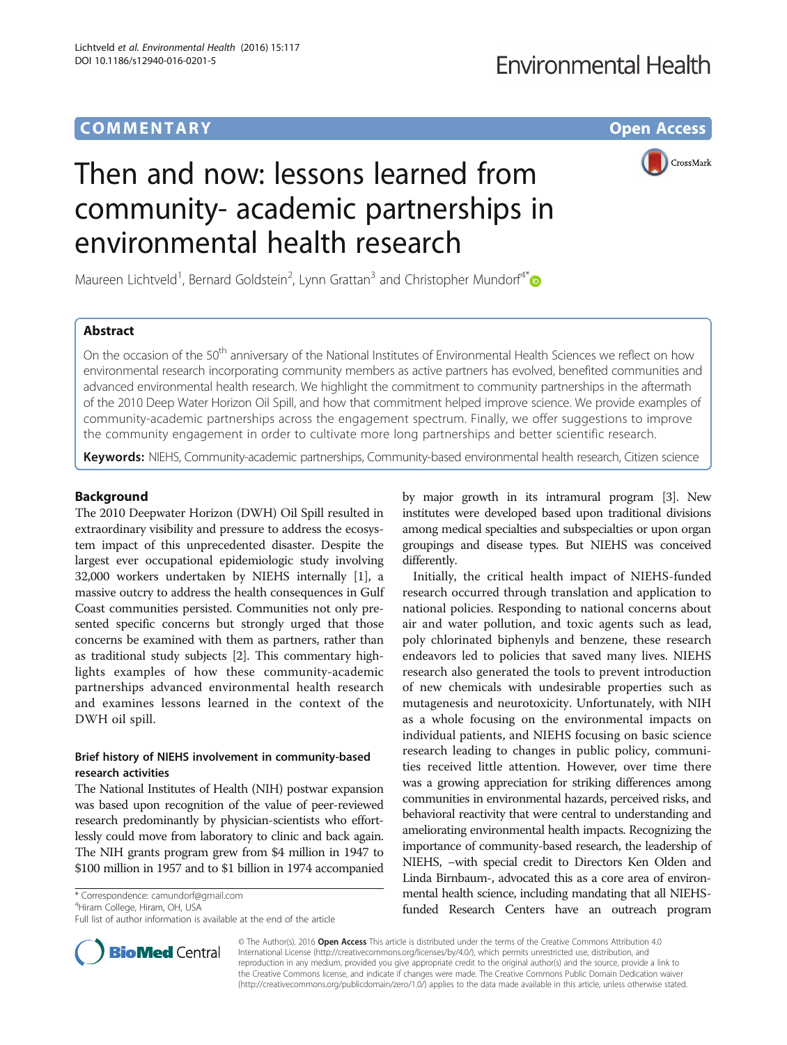COMMENTARY

# Then and now: lessons learned from community- academic partnerships in environmental health research

Maureen Lichtveld[1], Bernard Goldstein[2], Lynn Grattan[3] and Christopher Mundorf[4*]

## Abstract

On the occasion of the 50th anniversary of the National Institutes of Environmental Health Sciences we reflect on how environmental research incorporating community members as active partners has evolved, benefited communities and advanced environmental health research. We highlight the commitment to community partnerships in the aftermath of the 2010 Deep Water Horizon Oil Spill, and how that commitment helped improve science. We provide examples of community-academic partnerships across the engagement spectrum. Finally, we offer suggestions to improve the community engagement in order to cultivate more long partnerships and better scientific research.

**Keywords:** NIEHS, Community-academic partnerships, Community-based environmental health research, Citizen science

## Background

The 2010 Deepwater Horizon (DWH) Oil Spill resulted in extraordinary visibility and pressure to address the ecosystem impact of this unprecedented disaster. Despite the largest ever occupational epidemiologic study involving 32,000 workers undertaken by NIEHS internally [1], a massive outcry to address the health consequences in Gulf Coast communities persisted. Communities not only presented specific concerns but strongly urged that those concerns be examined with them as partners, rather than as traditional study subjects [2]. This commentary highlights examples of how these community-academic partnerships advanced environmental health research and examines lessons learned in the context of the DWH oil spill.

### Brief history of NIEHS involvement in community-based research activities

The National Institutes of Health (NIH) postwar expansion was based upon recognition of the value of peer-reviewed research predominantly by physician-scientists who effortlessly could move from laboratory to clinic and back again. The NIH grants program grew from $4 million in 1947 to $100 million in 1957 and to $1 billion in 1974 accompanied by major growth in its intramural program [3]. New institutes were developed based upon traditional divisions among medical specialties and subspecialties or upon organ groupings and disease types. But NIEHS was conceived differently.

Initially, the critical health impact of NIEHS-funded research occurred through translation and application to national policies. Responding to national concerns about air and water pollution, and toxic agents such as lead, poly chlorinated biphenyls and benzene, these research endeavors led to policies that saved many lives. NIEHS research also generated the tools to prevent introduction of new chemicals with undesirable properties such as mutagenesis and neurotoxicity. Unfortunately, with NIH as a whole focusing on the environmental impacts on individual patients, and NIEHS focusing on basic science research leading to changes in public policy, communities received little attention. However, over time there was a growing appreciation for striking differences among communities in environmental hazards, perceived risks, and behavioral reactivity that were central to understanding and ameliorating environmental health impacts. Recognizing the importance of community-based research, the leadership of NIEHS, –with special credit to Directors Ken Olden and Linda Birnbaum-, advocated this as a core area of environmental health science, including mandating that all NIEHS-funded Research Centers have an outreach program

\* Correspondence: camundorf@gmail.com
[4]Hiram College, Hiram, OH, USA
Full list of author information is available at the end of the article

© The Author(s). 2016 **Open Access** This article is distributed under the terms of the Creative Commons Attribution 4.0 International License (http://creativecommons.org/licenses/by/4.0/), which permits unrestricted use, distribution, and reproduction in any medium, provided you give appropriate credit to the original author(s) and the source, provide a link to the Creative Commons license, and indicate if changes were made. The Creative Commons Public Domain Dedication waiver (http://creativecommons.org/publicdomain/zero/1.0/) applies to the data made available in this article, unless otherwise stated.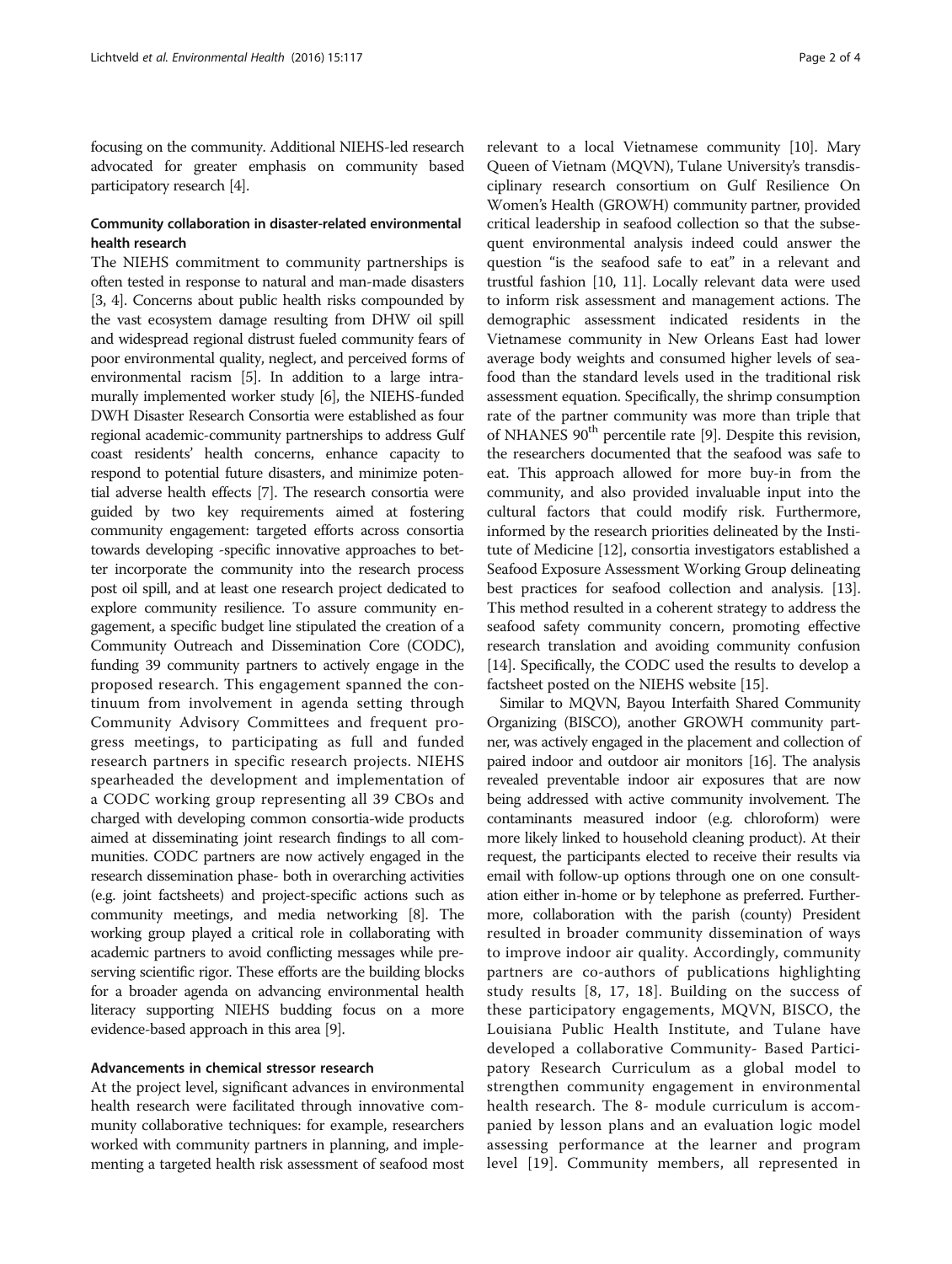focusing on the community. Additional NIEHS-led research advocated for greater emphasis on community based participatory research [4].

## Community collaboration in disaster-related environmental health research

The NIEHS commitment to community partnerships is often tested in response to natural and man-made disasters [3, 4]. Concerns about public health risks compounded by the vast ecosystem damage resulting from DHW oil spill and widespread regional distrust fueled community fears of poor environmental quality, neglect, and perceived forms of environmental racism [5]. In addition to a large intramurally implemented worker study [6], the NIEHS-funded DWH Disaster Research Consortia were established as four regional academic-community partnerships to address Gulf coast residents' health concerns, enhance capacity to respond to potential future disasters, and minimize potential adverse health effects [7]. The research consortia were guided by two key requirements aimed at fostering community engagement: targeted efforts across consortia towards developing -specific innovative approaches to better incorporate the community into the research process post oil spill, and at least one research project dedicated to explore community resilience. To assure community engagement, a specific budget line stipulated the creation of a Community Outreach and Dissemination Core (CODC), funding 39 community partners to actively engage in the proposed research. This engagement spanned the continuum from involvement in agenda setting through Community Advisory Committees and frequent progress meetings, to participating as full and funded research partners in specific research projects. NIEHS spearheaded the development and implementation of a CODC working group representing all 39 CBOs and charged with developing common consortia-wide products aimed at disseminating joint research findings to all communities. CODC partners are now actively engaged in the research dissemination phase- both in overarching activities (e.g. joint factsheets) and project-specific actions such as community meetings, and media networking [8]. The working group played a critical role in collaborating with academic partners to avoid conflicting messages while preserving scientific rigor. These efforts are the building blocks for a broader agenda on advancing environmental health literacy supporting NIEHS budding focus on a more evidence-based approach in this area [9].

## Advancements in chemical stressor research

At the project level, significant advances in environmental health research were facilitated through innovative community collaborative techniques: for example, researchers worked with community partners in planning, and implementing a targeted health risk assessment of seafood most relevant to a local Vietnamese community [10]. Mary Queen of Vietnam (MQVN), Tulane University's transdisciplinary research consortium on Gulf Resilience On Women's Health (GROWH) community partner, provided critical leadership in seafood collection so that the subsequent environmental analysis indeed could answer the question "is the seafood safe to eat" in a relevant and trustful fashion [10, 11]. Locally relevant data were used to inform risk assessment and management actions. The demographic assessment indicated residents in the Vietnamese community in New Orleans East had lower average body weights and consumed higher levels of seafood than the standard levels used in the traditional risk assessment equation. Specifically, the shrimp consumption rate of the partner community was more than triple that of NHANES 90$^{th}$ percentile rate [9]. Despite this revision, the researchers documented that the seafood was safe to eat. This approach allowed for more buy-in from the community, and also provided invaluable input into the cultural factors that could modify risk. Furthermore, informed by the research priorities delineated by the Institute of Medicine [12], consortia investigators established a Seafood Exposure Assessment Working Group delineating best practices for seafood collection and analysis. [13]. This method resulted in a coherent strategy to address the seafood safety community concern, promoting effective research translation and avoiding community confusion [14]. Specifically, the CODC used the results to develop a factsheet posted on the NIEHS website [15].

Similar to MQVN, Bayou Interfaith Shared Community Organizing (BISCO), another GROWH community partner, was actively engaged in the placement and collection of paired indoor and outdoor air monitors [16]. The analysis revealed preventable indoor air exposures that are now being addressed with active community involvement. The contaminants measured indoor (e.g. chloroform) were more likely linked to household cleaning product). At their request, the participants elected to receive their results via email with follow-up options through one on one consultation either in-home or by telephone as preferred. Furthermore, collaboration with the parish (county) President resulted in broader community dissemination of ways to improve indoor air quality. Accordingly, community partners are co-authors of publications highlighting study results [8, 17, 18]. Building on the success of these participatory engagements, MQVN, BISCO, the Louisiana Public Health Institute, and Tulane have developed a collaborative Community- Based Participatory Research Curriculum as a global model to strengthen community engagement in environmental health research. The 8- module curriculum is accompanied by lesson plans and an evaluation logic model assessing performance at the learner and program level [19]. Community members, all represented in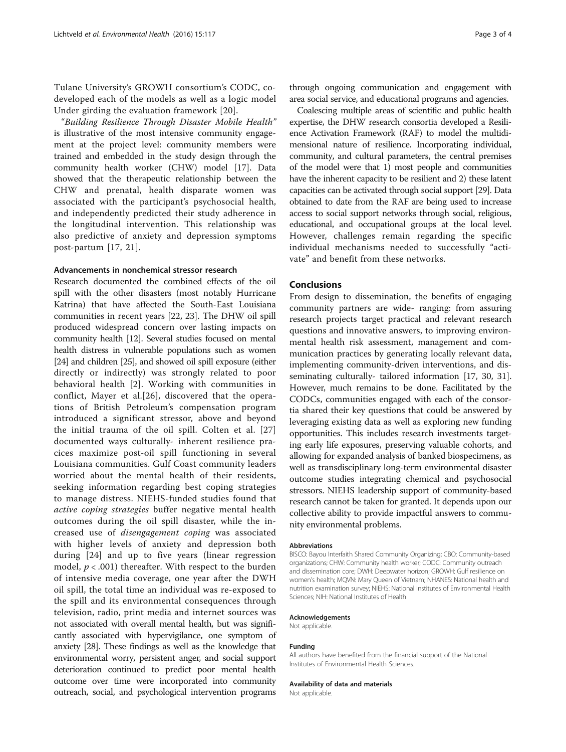Tulane University's GROWH consortium's CODC, co-developed each of the models as well as a logic model Under girding the evaluation framework [20].

*"Building Resilience Through Disaster Mobile Health"* is illustrative of the most intensive community engagement at the project level: community members were trained and embedded in the study design through the community health worker (CHW) model [17]. Data showed that the therapeutic relationship between the CHW and prenatal, health disparate women was associated with the participant's psychosocial health, and independently predicted their study adherence in the longitudinal intervention. This relationship was also predictive of anxiety and depression symptoms post-partum [17, 21].

### Advancements in nonchemical stressor research

Research documented the combined effects of the oil spill with the other disasters (most notably Hurricane Katrina) that have affected the South-East Louisiana communities in recent years [22, 23]. The DHW oil spill produced widespread concern over lasting impacts on community health [12]. Several studies focused on mental health distress in vulnerable populations such as women [24] and children [25], and showed oil spill exposure (either directly or indirectly) was strongly related to poor behavioral health [2]. Working with communities in conflict, Mayer et al.[26], discovered that the operations of British Petroleum's compensation program introduced a significant stressor, above and beyond the initial trauma of the oil spill. Colten et al. [27] documented ways culturally- inherent resilience pracices maximize post-oil spill functioning in several Louisiana communities. Gulf Coast community leaders worried about the mental health of their residents, seeking information regarding best coping strategies to manage distress. NIEHS-funded studies found that *active coping strategies* buffer negative mental health outcomes during the oil spill disaster, while the increased use of *disengagement coping* was associated with higher levels of anxiety and depression both during [24] and up to five years (linear regression model, $p < .001$) thereafter. With respect to the burden of intensive media coverage, one year after the DWH oil spill, the total time an individual was re-exposed to the spill and its environmental consequences through television, radio, print media and internet sources was not associated with overall mental health, but was significantly associated with hypervigilance, one symptom of anxiety [28]. These findings as well as the knowledge that environmental worry, persistent anger, and social support deterioration continued to predict poor mental health outcome over time were incorporated into community outreach, social, and psychological intervention programs through ongoing communication and engagement with area social service, and educational programs and agencies.

Coalescing multiple areas of scientific and public health expertise, the DHW research consortia developed a Resilience Activation Framework (RAF) to model the multidimensional nature of resilience. Incorporating individual, community, and cultural parameters, the central premises of the model were that 1) most people and communities have the inherent capacity to be resilient and 2) these latent capacities can be activated through social support [29]. Data obtained to date from the RAF are being used to increase access to social support networks through social, religious, educational, and occupational groups at the local level. However, challenges remain regarding the specific individual mechanisms needed to successfully "activate" and benefit from these networks.

## Conclusions

From design to dissemination, the benefits of engaging community partners are wide- ranging: from assuring research projects target practical and relevant research questions and innovative answers, to improving environmental health risk assessment, management and communication practices by generating locally relevant data, implementing community-driven interventions, and disseminating culturally- tailored information [17, 30, 31]. However, much remains to be done. Facilitated by the CODCs, communities engaged with each of the consortia shared their key questions that could be answered by leveraging existing data as well as exploring new funding opportunities. This includes research investments targeting early life exposures, preserving valuable cohorts, and allowing for expanded analysis of banked biospecimens, as well as transdisciplinary long-term environmental disaster outcome studies integrating chemical and psychosocial stressors. NIEHS leadership support of community-based research cannot be taken for granted. It depends upon our collective ability to provide impactful answers to community environmental problems.

#### Abbreviations

BISCO: Bayou Interfaith Shared Community Organizing; CBO: Community-based organizations; CHW: Community health worker; CODC: Community outreach and dissemination core; DWH: Deepwater horizon; GROWH: Gulf resilience on women's health; MQVN: Mary Queen of Vietnam; NHANES: National health and nutrition examination survey; NIEHS: National Institutes of Environmental Health Sciences; NIH: National Institutes of Health

#### Acknowledgements

Not applicable.

#### Funding

All authors have benefited from the financial support of the National Institutes of Environmental Health Sciences.

#### Availability of data and materials

Not applicable.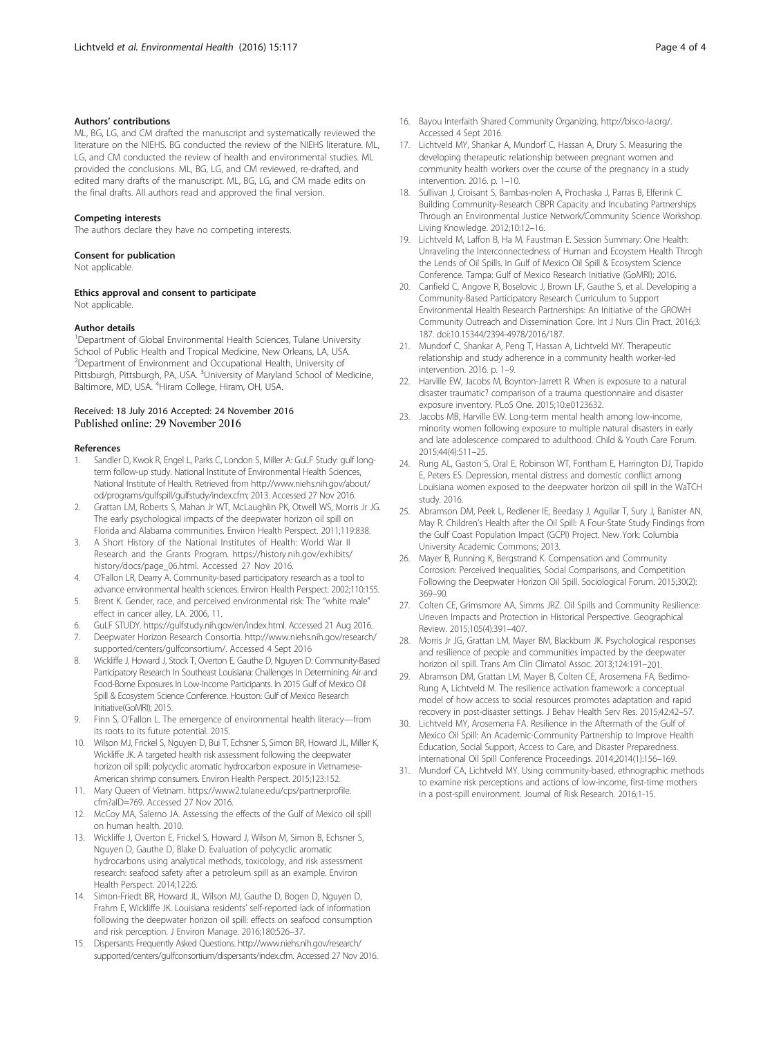#### Authors' contributions

ML, BG, LG, and CM drafted the manuscript and systematically reviewed the literature on the NIEHS. BG conducted the review of the NIEHS literature. ML, LG, and CM conducted the review of health and environmental studies. ML provided the conclusions. ML, BG, LG, and CM reviewed, re-drafted, and edited many drafts of the manuscript. ML, BG, LG, and CM made edits on the final drafts. All authors read and approved the final version.

#### Competing interests

The authors declare they have no competing interests.

#### Consent for publication

Not applicable.

#### Ethics approval and consent to participate

Not applicable.

#### Author details

[1]Department of Global Environmental Health Sciences, Tulane University School of Public Health and Tropical Medicine, New Orleans, LA, USA. [2]Department of Environment and Occupational Health, University of Pittsburgh, Pittsburgh, PA, USA. [3]University of Maryland School of Medicine, Baltimore, MD, USA. [4]Hiram College, Hiram, OH, USA.

Received: 18 July 2016 Accepted: 24 November 2016
Published online: 29 November 2016

#### References

1. Sandler D, Kwok R, Engel L, Parks C, London S, Miller A: GuLF Study: gulf long-term follow-up study. National Institute of Environmental Health Sciences, National Institute of Health. Retrieved from http://www.niehs.nih.gov/about/od/programs/gulfspill/gulfstudy/index.cfm; 2013. Accessed 27 Nov 2016.
2. Grattan LM, Roberts S, Mahan Jr WT, McLaughlin PK, Otwell WS, Morris Jr JG. The early psychological impacts of the deepwater horizon oil spill on Florida and Alabama communities. Environ Health Perspect. 2011;119:838.
3. A Short History of the National Institutes of Health: World War II Research and the Grants Program. https://history.nih.gov/exhibits/history/docs/page_06.html. Accessed 27 Nov 2016.
4. O'Fallon LR, Dearry A. Community-based participatory research as a tool to advance environmental health sciences. Environ Health Perspect. 2002;110:155.
5. Brent K. Gender, race, and perceived environmental risk: The "white male" effect in cancer alley, LA. 2006, 11.
6. GuLF STUDY. https://gulfstudy.nih.gov/en/index.html. Accessed 21 Aug 2016.
7. Deepwater Horizon Research Consortia. http://www.niehs.nih.gov/research/supported/centers/gulfconsortium/. Accessed 4 Sept 2016
8. Wickliffe J, Howard J, Stock T, Overton E, Gauthe D, Nguyen D: Community-Based Participatory Research In Southeast Louisiana: Challenges In Determining Air and Food-Borne Exposures In Low-Income Participants. In 2015 Gulf of Mexico Oil Spill & Ecosystem Science Conference. Houston: Gulf of Mexico Research Initiative(GoMRI); 2015.
9. Finn S, O'Fallon L. The emergence of environmental health literacy—from its roots to its future potential. 2015.
10. Wilson MJ, Frickel S, Nguyen D, Bui T, Echsner S, Simon BR, Howard JL, Miller K, Wickliffe JK. A targeted health risk assessment following the deepwater horizon oil spill: polycyclic aromatic hydrocarbon exposure in Vietnamese-American shrimp consumers. Environ Health Perspect. 2015;123:152.
11. Mary Queen of Vietnam. https://www2.tulane.edu/cps/partnerprofile.cfm?aID=769. Accessed 27 Nov 2016.
12. McCoy MA, Salerno JA. Assessing the effects of the Gulf of Mexico oil spill on human health. 2010.
13. Wickliffe J, Overton E, Frickel S, Howard J, Wilson M, Simon B, Echsner S, Nguyen D, Gauthe D, Blake D. Evaluation of polycyclic aromatic hydrocarbons using analytical methods, toxicology, and risk assessment research: seafood safety after a petroleum spill as an example. Environ Health Perspect. 2014;122:6.
14. Simon-Friedt BR, Howard JL, Wilson MJ, Gauthe D, Bogen D, Nguyen D, Frahm E, Wickliffe JK. Louisiana residents' self-reported lack of information following the deepwater horizon oil spill: effects on seafood consumption and risk perception. J Environ Manage. 2016;180:526–37.
15. Dispersants Frequently Asked Questions. http://www.niehs.nih.gov/research/supported/centers/gulfconsortium/dispersants/index.cfm. Accessed 27 Nov 2016.
16. Bayou Interfaith Shared Community Organizing. http://bisco-la.org/. Accessed 4 Sept 2016.
17. Lichtveld MY, Shankar A, Mundorf C, Hassan A, Drury S. Measuring the developing therapeutic relationship between pregnant women and community health workers over the course of the pregnancy in a study intervention. 2016. p. 1–10.
18. Sullivan J, Croisant S, Bambas-nolen A, Prochaska J, Parras B, Elferink C. Building Community-Research CBPR Capacity and Incubating Partnerships Through an Environmental Justice Network/Community Science Workshop. Living Knowledge. 2012;10:12–16.
19. Lichtveld M, Laffon B, Ha M, Faustman E. Session Summary: One Health: Unraveling the Interconnectedness of Human and Ecoystem Health Throgh the Lends of Oil Spills. In Gulf of Mexico Oil Spill & Ecosystem Science Conference. Tampa: Gulf of Mexico Research Initiative (GoMRI); 2016.
20. Canfield C, Angove R, Boselovic J, Brown LF, Gauthe S, et al. Developing a Community-Based Participatory Research Curriculum to Support Environmental Health Research Partnerships: An Initiative of the GROWH Community Outreach and Dissemination Core. Int J Nurs Clin Pract. 2016;3:187. doi:10.15344/2394-4978/2016/187.
21. Mundorf C, Shankar A, Peng T, Hassan A, Lichtveld MY. Therapeutic relationship and study adherence in a community health worker-led intervention. 2016. p. 1–9.
22. Harville EW, Jacobs M, Boynton-Jarrett R. When is exposure to a natural disaster traumatic? comparison of a trauma questionnaire and disaster exposure inventory. PLoS One. 2015;10:e0123632.
23. Jacobs MB, Harville EW. Long-term mental health among low-income, minority women following exposure to multiple natural disasters in early and late adolescence compared to adulthood. Child & Youth Care Forum. 2015;44(4):511–25.
24. Rung AL, Gaston S, Oral E, Robinson WT, Fontham E, Harrington DJ, Trapido E, Peters ES. Depression, mental distress and domestic conflict among Louisiana women exposed to the deepwater horizon oil spill in the WaTCH study. 2016.
25. Abramson DM, Peek L, Redlener IE, Beedasy J, Aguilar T, Sury J, Banister AN, May R. Children's Health after the Oil Spill: A Four-State Study Findings from the Gulf Coast Population Impact (GCPI) Project. New York: Columbia University Academic Commons; 2013.
26. Mayer B, Running K, Bergstrand K. Compensation and Community Corrosion: Perceived Inequalities, Social Comparisons, and Competition Following the Deepwater Horizon Oil Spill. Sociological Forum. 2015;30(2):369–90.
27. Colten CE, Grimsmore AA, Simms JRZ. Oil Spills and Community Resilience: Uneven Impacts and Protection in Historical Perspective. Geographical Review. 2015;105(4):391–407.
28. Morris Jr JG, Grattan LM, Mayer BM, Blackburn JK. Psychological responses and resilience of people and communities impacted by the deepwater horizon oil spill. Trans Am Clin Climatol Assoc. 2013;124:191–201.
29. Abramson DM, Grattan LM, Mayer B, Colten CE, Arosemena FA, Bedimo-Rung A, Lichtveld M. The resilience activation framework: a conceptual model of how access to social resources promotes adaptation and rapid recovery in post-disaster settings. J Behav Health Serv Res. 2015;42:42–57.
30. Lichtveld MY, Arosemena FA. Resilience in the Aftermath of the Gulf of Mexico Oil Spill: An Academic-Community Partnership to Improve Health Education, Social Support, Access to Care, and Disaster Preparedness. International Oil Spill Conference Proceedings. 2014;2014(1):156–169.
31. Mundorf CA, Lichtveld MY. Using community-based, ethnographic methods to examine risk perceptions and actions of low-income, first-time mothers in a post-spill environment. Journal of Risk Research. 2016;1-15.